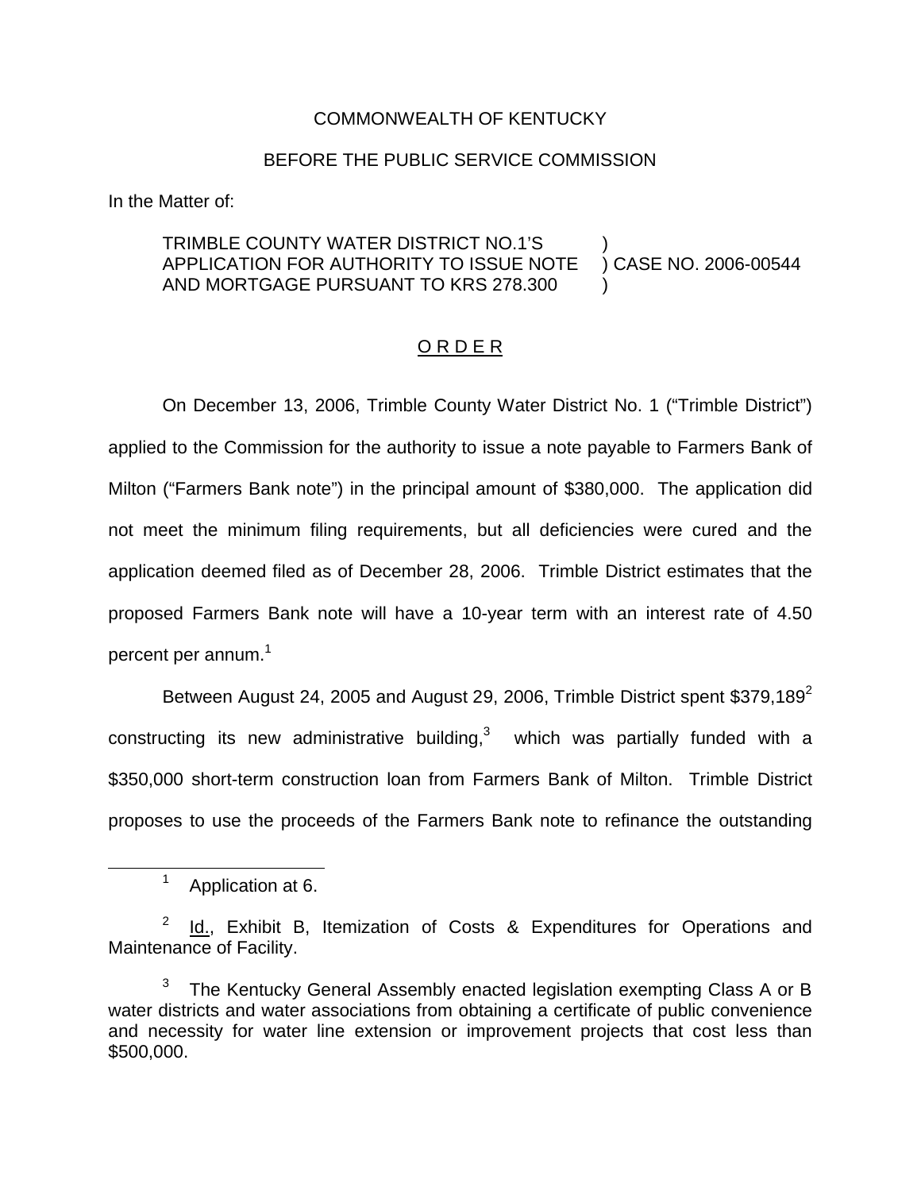COMMONWEALTH OF KENTUCKY

BEFORE THE PUBLIC SERVICE COMMISSION

In the Matter of:

TRIMBLE COUNTY WATER DISTRICT NO.1'S APPLICATION FOR AUTHORITY TO ISSUE NOTE AND MORTGAGE PURSUANT TO KRS 278.300 ) CASE NO. 2006-00544

## O R D E R

On December 13, 2006, Trimble County Water District No. 1 ("Trimble District") applied to the Commission for the authority to issue a note payable to Farmers Bank of Milton ("Farmers Bank note") in the principal amount of $380,000. The application did not meet the minimum filing requirements, but all deficiencies were cured and the application deemed filed as of December 28, 2006. Trimble District estimates that the proposed Farmers Bank note will have a 10-year term with an interest rate of 4.50 percent per annum.[1]

Between August 24, 2005 and August 29, 2006, Trimble District spent $379,189[2] constructing its new administrative building,[3] which was partially funded with a $350,000 short-term construction loan from Farmers Bank of Milton. Trimble District proposes to use the proceeds of the Farmers Bank note to refinance the outstanding

[1] Application at 6.

[2] Id., Exhibit B, Itemization of Costs & Expenditures for Operations and Maintenance of Facility.

[3] The Kentucky General Assembly enacted legislation exempting Class A or B water districts and water associations from obtaining a certificate of public convenience and necessity for water line extension or improvement projects that cost less than $500,000.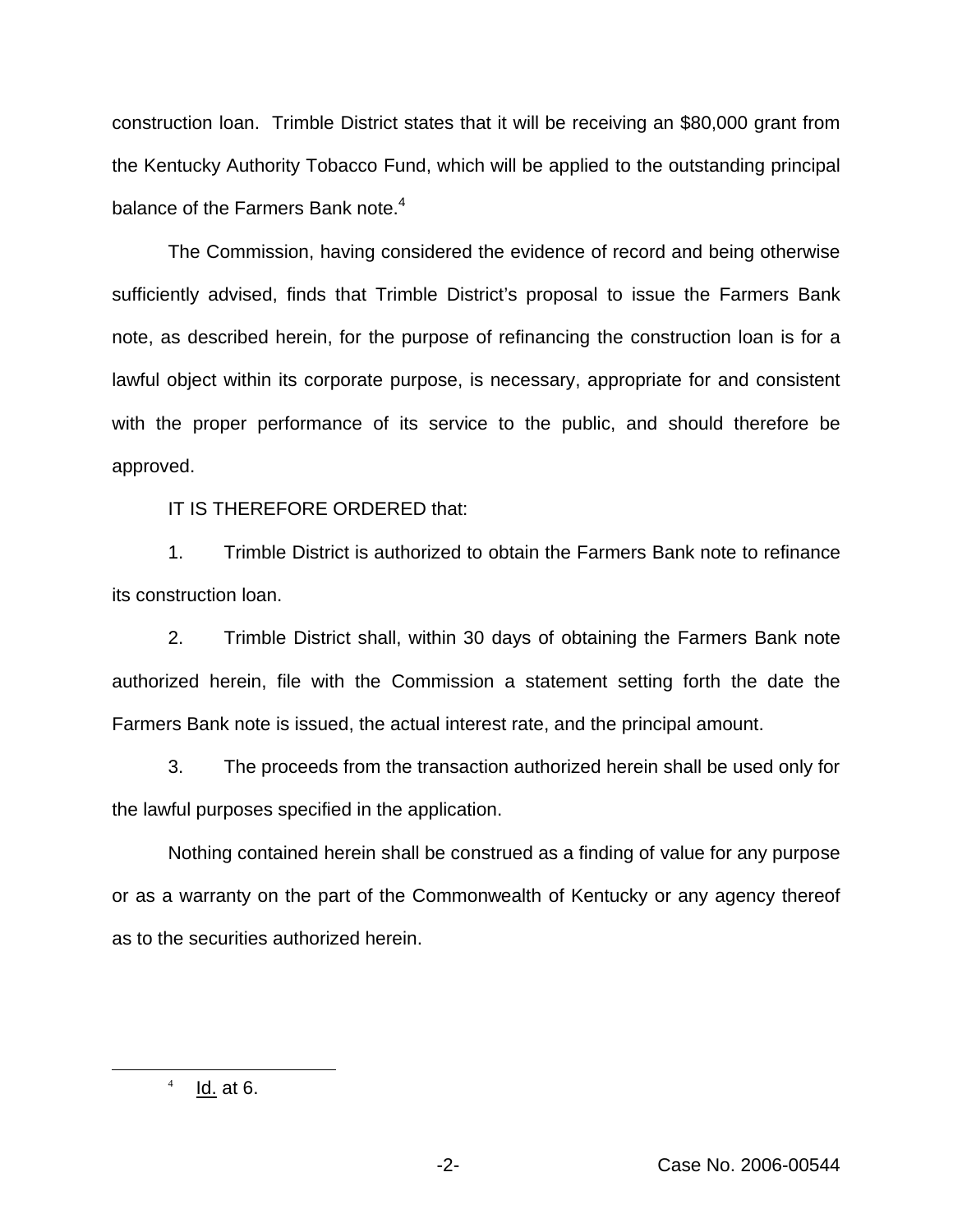construction loan. Trimble District states that it will be receiving an $80,000 grant from the Kentucky Authority Tobacco Fund, which will be applied to the outstanding principal balance of the Farmers Bank note.[4]

The Commission, having considered the evidence of record and being otherwise sufficiently advised, finds that Trimble District's proposal to issue the Farmers Bank note, as described herein, for the purpose of refinancing the construction loan is for a lawful object within its corporate purpose, is necessary, appropriate for and consistent with the proper performance of its service to the public, and should therefore be approved.

IT IS THEREFORE ORDERED that:

1. Trimble District is authorized to obtain the Farmers Bank note to refinance its construction loan.

2. Trimble District shall, within 30 days of obtaining the Farmers Bank note authorized herein, file with the Commission a statement setting forth the date the Farmers Bank note is issued, the actual interest rate, and the principal amount.

3. The proceeds from the transaction authorized herein shall be used only for the lawful purposes specified in the application.

Nothing contained herein shall be construed as a finding of value for any purpose or as a warranty on the part of the Commonwealth of Kentucky or any agency thereof as to the securities authorized herein.

---

[4] Id. at 6.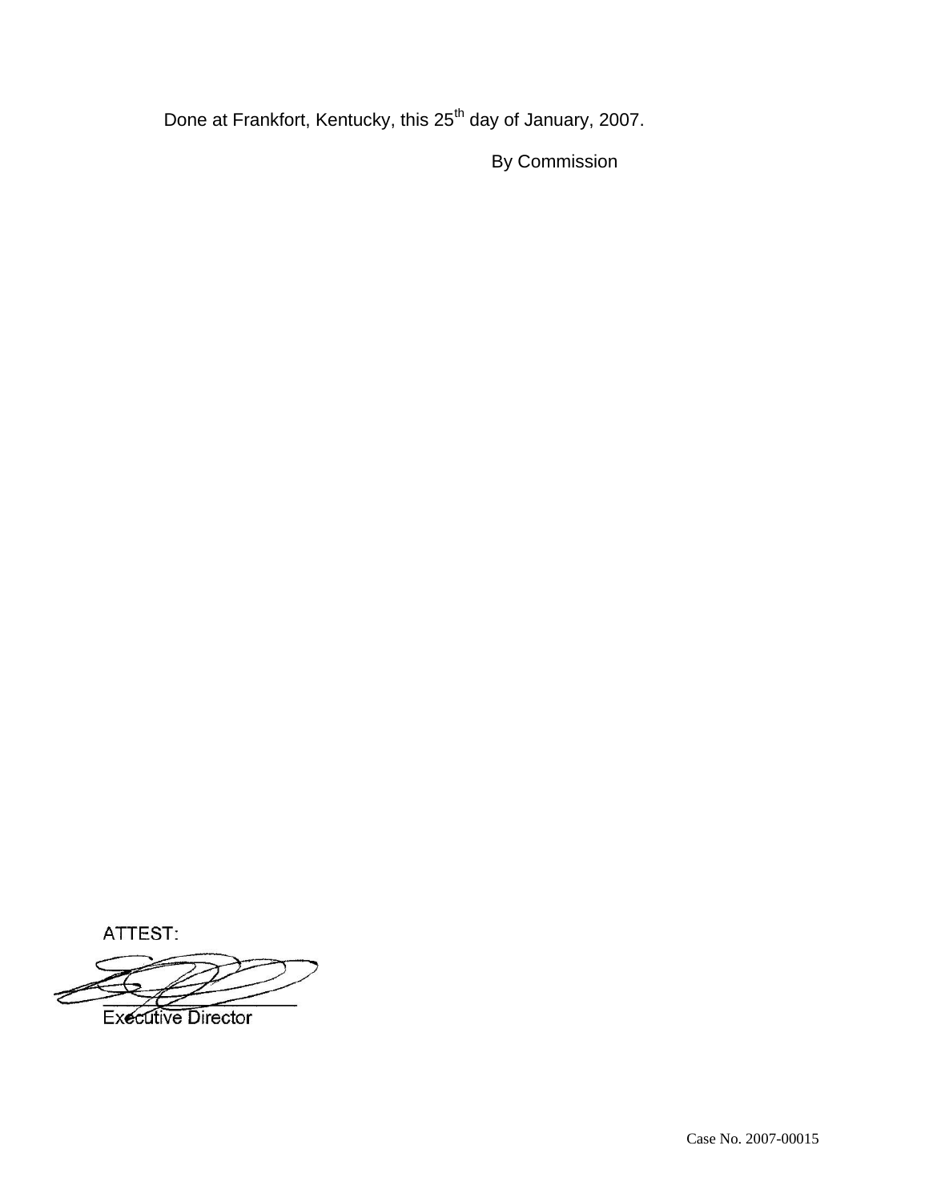Done at Frankfort, Kentucky, this 25th day of January, 2007.

By Commission

ATTEST:

Executive Director

Case No. 2007-00015